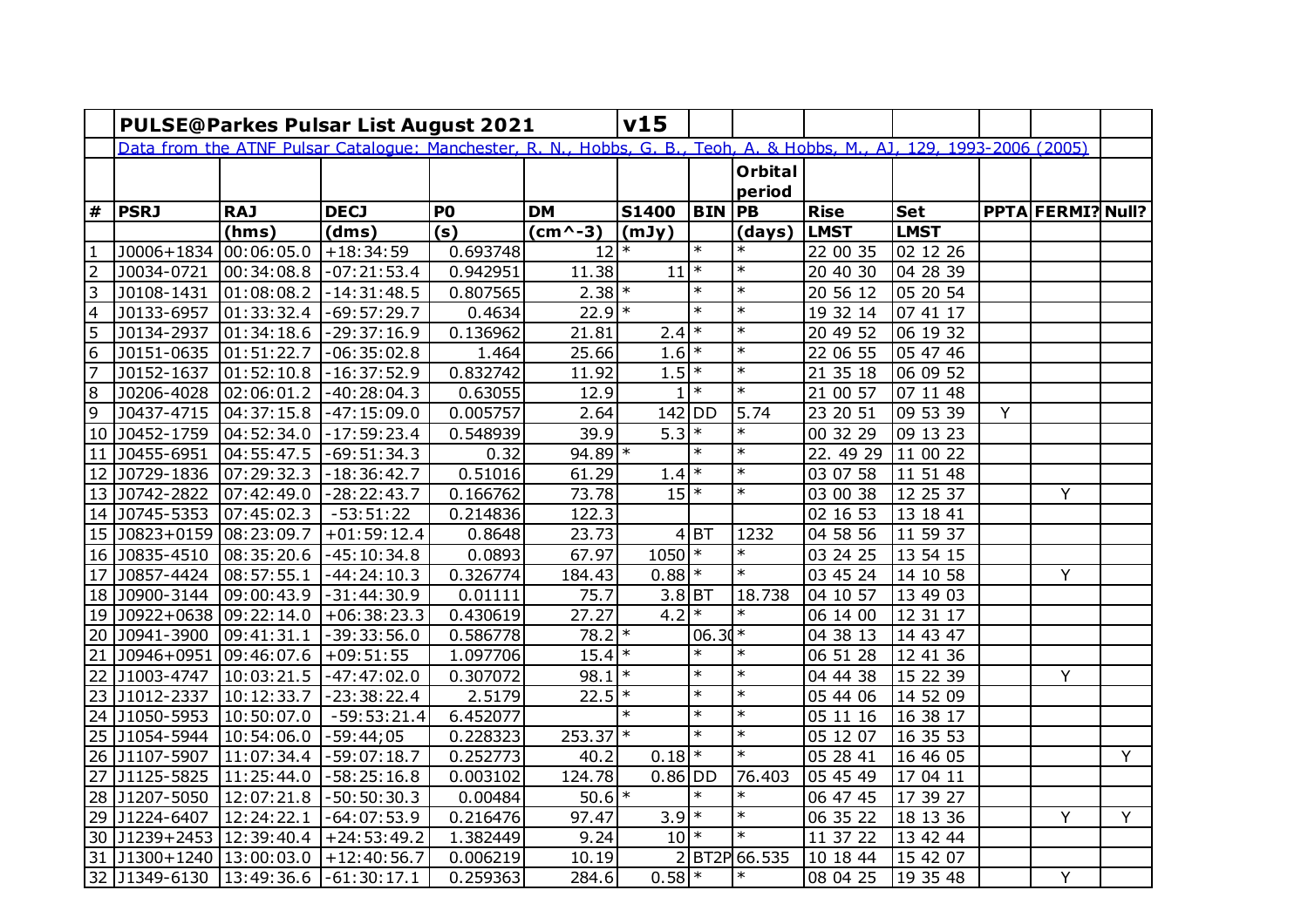| # | PULSE@Parkes Pulsar List August 2021 | | | | | v15 | | | | | | | |
|---|---|---|---|---|---|---|---|---|---|---|---|---|---|
| | Data from the ATNF Pulsar Catalogue: Manchester, R. N., Hobbs, G. B., Teoh, A. & Hobbs, M., AJ, 129, 1993-2006 (2005) | | | | | | | | | | | | |
| | | | | | | | | Orbital period | | | | | |
| # | PSRJ | RAJ | DECJ | P0 | DM | S1400 | BIN | PB | Rise | Set | PPTA | FERMI? | Null? |
| | | (hms) | (dms) | (s) | (cm^-3) | (mJy) | | (days) | LMST | LMST | | | |
| 1 | J0006+1834 | 00:06:05.0 | +18:34:59 | 0.693748 | 12 | * | * | * | 22 00 35 | 02 12 26 | | | |
| 2 | J0034-0721 | 00:34:08.8 | -07:21:53.4 | 0.942951 | 11.38 | 11 | * | * | 20 40 30 | 04 28 39 | | | |
| 3 | J0108-1431 | 01:08:08.2 | -14:31:48.5 | 0.807565 | 2.38 | * | * | * | 20 56 12 | 05 20 54 | | | |
| 4 | J0133-6957 | 01:33:32.4 | -69:57:29.7 | 0.4634 | 22.9 | * | * | * | 19 32 14 | 07 41 17 | | | |
| 5 | J0134-2937 | 01:34:18.6 | -29:37:16.9 | 0.136962 | 21.81 | 2.4 | * | * | 20 49 52 | 06 19 32 | | | |
| 6 | J0151-0635 | 01:51:22.7 | -06:35:02.8 | 1.464 | 25.66 | 1.6 | * | * | 22 06 55 | 05 47 46 | | | |
| 7 | J0152-1637 | 01:52:10.8 | -16:37:52.9 | 0.832742 | 11.92 | 1.5 | * | * | 21 35 18 | 06 09 52 | | | |
| 8 | J0206-4028 | 02:06:01.2 | -40:28:04.3 | 0.63055 | 12.9 | 1 | * | * | 21 00 57 | 07 11 48 | | | |
| 9 | J0437-4715 | 04:37:15.8 | -47:15:09.0 | 0.005757 | 2.64 | 142 | DD | 5.74 | 23 20 51 | 09 53 39 | Y | | |
| 10 | J0452-1759 | 04:52:34.0 | -17:59:23.4 | 0.548939 | 39.9 | 5.3 | * | * | 00 32 29 | 09 13 23 | | | |
| 11 | J0455-6951 | 04:55:47.5 | -69:51:34.3 | 0.32 | 94.89 | * | * | * | 22. 49 29 | 11 00 22 | | | |
| 12 | J0729-1836 | 07:29:32.3 | -18:36:42.7 | 0.51016 | 61.29 | 1.4 | * | * | 03 07 58 | 11 51 48 | | | |
| 13 | J0742-2822 | 07:42:49.0 | -28:22:43.7 | 0.166762 | 73.78 | 15 | * | * | 03 00 38 | 12 25 37 | | Y | |
| 14 | J0745-5353 | 07:45:02.3 | -53:51:22 | 0.214836 | 122.3 | | | | 02 16 53 | 13 18 41 | | | |
| 15 | J0823+0159 | 08:23:09.7 | +01:59:12.4 | 0.8648 | 23.73 | 4 | BT | 1232 | 04 58 56 | 11 59 37 | | | |
| 16 | J0835-4510 | 08:35:20.6 | -45:10:34.8 | 0.0893 | 67.97 | 1050 | * | * | 03 24 25 | 13 54 15 | | | |
| 17 | J0857-4424 | 08:57:55.1 | -44:24:10.3 | 0.326774 | 184.43 | 0.88 | * | * | 03 45 24 | 14 10 58 | | Y | |
| 18 | J0900-3144 | 09:00:43.9 | -31:44:30.9 | 0.01111 | 75.7 | 3.8 | BT | 18.738 | 04 10 57 | 13 49 03 | | | |
| 19 | J0922+0638 | 09:22:14.0 | +06:38:23.3 | 0.430619 | 27.27 | 4.2 | * | * | 06 14 00 | 12 31 17 | | | |
| 20 | J0941-3900 | 09:41:31.1 | -39:33:56.0 | 0.586778 | 78.2 | * | 06.3( | * | 04 38 13 | 14 43 47 | | | |
| 21 | J0946+0951 | 09:46:07.6 | +09:51:55 | 1.097706 | 15.4 | * | * | * | 06 51 28 | 12 41 36 | | | |
| 22 | J1003-4747 | 10:03:21.5 | -47:47:02.0 | 0.307072 | 98.1 | * | * | * | 04 44 38 | 15 22 39 | | Y | |
| 23 | J1012-2337 | 10:12:33.7 | -23:38:22.4 | 2.5179 | 22.5 | * | * | * | 05 44 06 | 14 52 09 | | | |
| 24 | J1050-5953 | 10:50:07.0 | -59:53:21.4 | 6.452077 | | * | * | * | 05 11 16 | 16 38 17 | | | |
| 25 | J1054-5944 | 10:54:06.0 | -59:44;05 | 0.228323 | 253.37 | * | * | * | 05 12 07 | 16 35 53 | | | |
| 26 | J1107-5907 | 11:07:34.4 | -59:07:18.7 | 0.252773 | 40.2 | 0.18 | * | * | 05 28 41 | 16 46 05 | | | Y |
| 27 | J1125-5825 | 11:25:44.0 | -58:25:16.8 | 0.003102 | 124.78 | 0.86 | DD | 76.403 | 05 45 49 | 17 04 11 | | | |
| 28 | J1207-5050 | 12:07:21.8 | -50:50:30.3 | 0.00484 | 50.6 | * | * | * | 06 47 45 | 17 39 27 | | | |
| 29 | J1224-6407 | 12:24:22.1 | -64:07:53.9 | 0.216476 | 97.47 | 3.9 | * | * | 06 35 22 | 18 13 36 | | Y | Y |
| 30 | J1239+2453 | 12:39:40.4 | +24:53:49.2 | 1.382449 | 9.24 | 10 | * | * | 11 37 22 | 13 42 44 | | | |
| 31 | J1300+1240 | 13:00:03.0 | +12:40:56.7 | 0.006219 | 10.19 | 2 | BT2P | 66.535 | 10 18 44 | 15 42 07 | | | |
| 32 | J1349-6130 | 13:49:36.6 | -61:30:17.1 | 0.259363 | 284.6 | 0.58 | * | * | 08 04 25 | 19 35 48 | | Y | |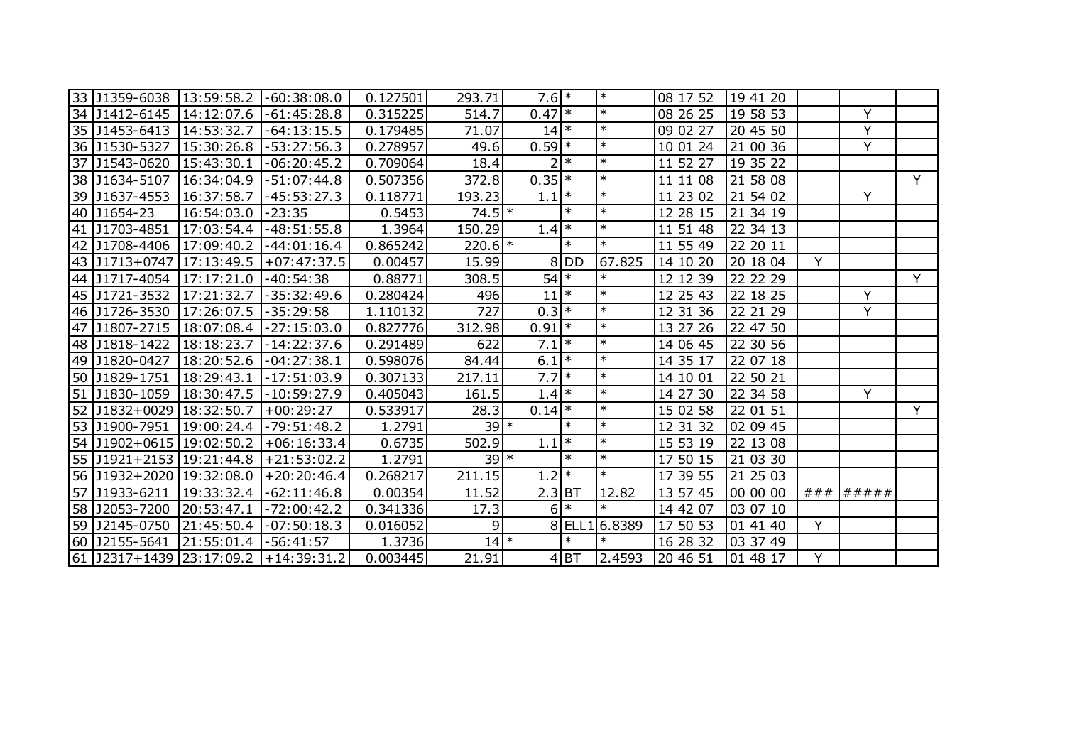| | | | | | | | | | | | | | |
|---|---|---|---|---|---|---|---|---|---|---|---|---|---|
| 33 | J1359-6038 | 13:59:58.2 | -60:38:08.0 | 0.127501 | 293.71 | 7.6 | * | * | 08 17 52 | 19 41 20 | | | |
| 34 | J1412-6145 | 14:12:07.6 | -61:45:28.8 | 0.315225 | 514.7 | 0.47 | * | * | 08 26 25 | 19 58 53 | | Y | |
| 35 | J1453-6413 | 14:53:32.7 | -64:13:15.5 | 0.179485 | 71.07 | 14 | * | * | 09 02 27 | 20 45 50 | | Y | |
| 36 | J1530-5327 | 15:30:26.8 | -53:27:56.3 | 0.278957 | 49.6 | 0.59 | * | * | 10 01 24 | 21 00 36 | | Y | |
| 37 | J1543-0620 | 15:43:30.1 | -06:20:45.2 | 0.709064 | 18.4 | 2 | * | * | 11 52 27 | 19 35 22 | | | |
| 38 | J1634-5107 | 16:34:04.9 | -51:07:44.8 | 0.507356 | 372.8 | 0.35 | * | * | 11 11 08 | 21 58 08 | | | Y |
| 39 | J1637-4553 | 16:37:58.7 | -45:53:27.3 | 0.118771 | 193.23 | 1.1 | * | * | 11 23 02 | 21 54 02 | | Y | |
| 40 | J1654-23 | 16:54:03.0 | -23:35 | 0.5453 | 74.5 | * | * | * | 12 28 15 | 21 34 19 | | | |
| 41 | J1703-4851 | 17:03:54.4 | -48:51:55.8 | 1.3964 | 150.29 | 1.4 | * | * | 11 51 48 | 22 34 13 | | | |
| 42 | J1708-4406 | 17:09:40.2 | -44:01:16.4 | 0.865242 | 220.6 | * | * | * | 11 55 49 | 22 20 11 | | | |
| 43 | J1713+0747 | 17:13:49.5 | +07:47:37.5 | 0.00457 | 15.99 | 8 | DD | 67.825 | 14 10 20 | 20 18 04 | Y | | |
| 44 | J1717-4054 | 17:17:21.0 | -40:54:38 | 0.88771 | 308.5 | 54 | * | * | 12 12 39 | 22 22 29 | | | Y |
| 45 | J1721-3532 | 17:21:32.7 | -35:32:49.6 | 0.280424 | 496 | 11 | * | * | 12 25 43 | 22 18 25 | | Y | |
| 46 | J1726-3530 | 17:26:07.5 | -35:29:58 | 1.110132 | 727 | 0.3 | * | * | 12 31 36 | 22 21 29 | | Y | |
| 47 | J1807-2715 | 18:07:08.4 | -27:15:03.0 | 0.827776 | 312.98 | 0.91 | * | * | 13 27 26 | 22 47 50 | | | |
| 48 | J1818-1422 | 18:18:23.7 | -14:22:37.6 | 0.291489 | 622 | 7.1 | * | * | 14 06 45 | 22 30 56 | | | |
| 49 | J1820-0427 | 18:20:52.6 | -04:27:38.1 | 0.598076 | 84.44 | 6.1 | * | * | 14 35 17 | 22 07 18 | | | |
| 50 | J1829-1751 | 18:29:43.1 | -17:51:03.9 | 0.307133 | 217.11 | 7.7 | * | * | 14 10 01 | 22 50 21 | | | |
| 51 | J1830-1059 | 18:30:47.5 | -10:59:27.9 | 0.405043 | 161.5 | 1.4 | * | * | 14 27 30 | 22 34 58 | | Y | |
| 52 | J1832+0029 | 18:32:50.7 | +00:29:27 | 0.533917 | 28.3 | 0.14 | * | * | 15 02 58 | 22 01 51 | | | Y |
| 53 | J1900-7951 | 19:00:24.4 | -79:51:48.2 | 1.2791 | 39 | * | * | * | 12 31 32 | 02 09 45 | | | |
| 54 | J1902+0615 | 19:02:50.2 | +06:16:33.4 | 0.6735 | 502.9 | 1.1 | * | * | 15 53 19 | 22 13 08 | | | |
| 55 | J1921+2153 | 19:21:44.8 | +21:53:02.2 | 1.2791 | 39 | * | * | * | 17 50 15 | 21 03 30 | | | |
| 56 | J1932+2020 | 19:32:08.0 | +20:20:46.4 | 0.268217 | 211.15 | 1.2 | * | * | 17 39 55 | 21 25 03 | | | |
| 57 | J1933-6211 | 19:33:32.4 | -62:11:46.8 | 0.00354 | 11.52 | 2.3 | BT | 12.82 | 13 57 45 | 00 00 00 | ### | ##### | |
| 58 | J2053-7200 | 20:53:47.1 | -72:00:42.2 | 0.341336 | 17.3 | 6 | * | * | 14 42 07 | 03 07 10 | | | |
| 59 | J2145-0750 | 21:45:50.4 | -07:50:18.3 | 0.016052 | 9 | 8 | ELL1 | 6.8389 | 17 50 53 | 01 41 40 | Y | | |
| 60 | J2155-5641 | 21:55:01.4 | -56:41:57 | 1.3736 | 14 | * | * | * | 16 28 32 | 03 37 49 | | | |
| 61 | J2317+1439 | 23:17:09.2 | +14:39:31.2 | 0.003445 | 21.91 | 4 | BT | 2.4593 | 20 46 51 | 01 48 17 | Y | | |